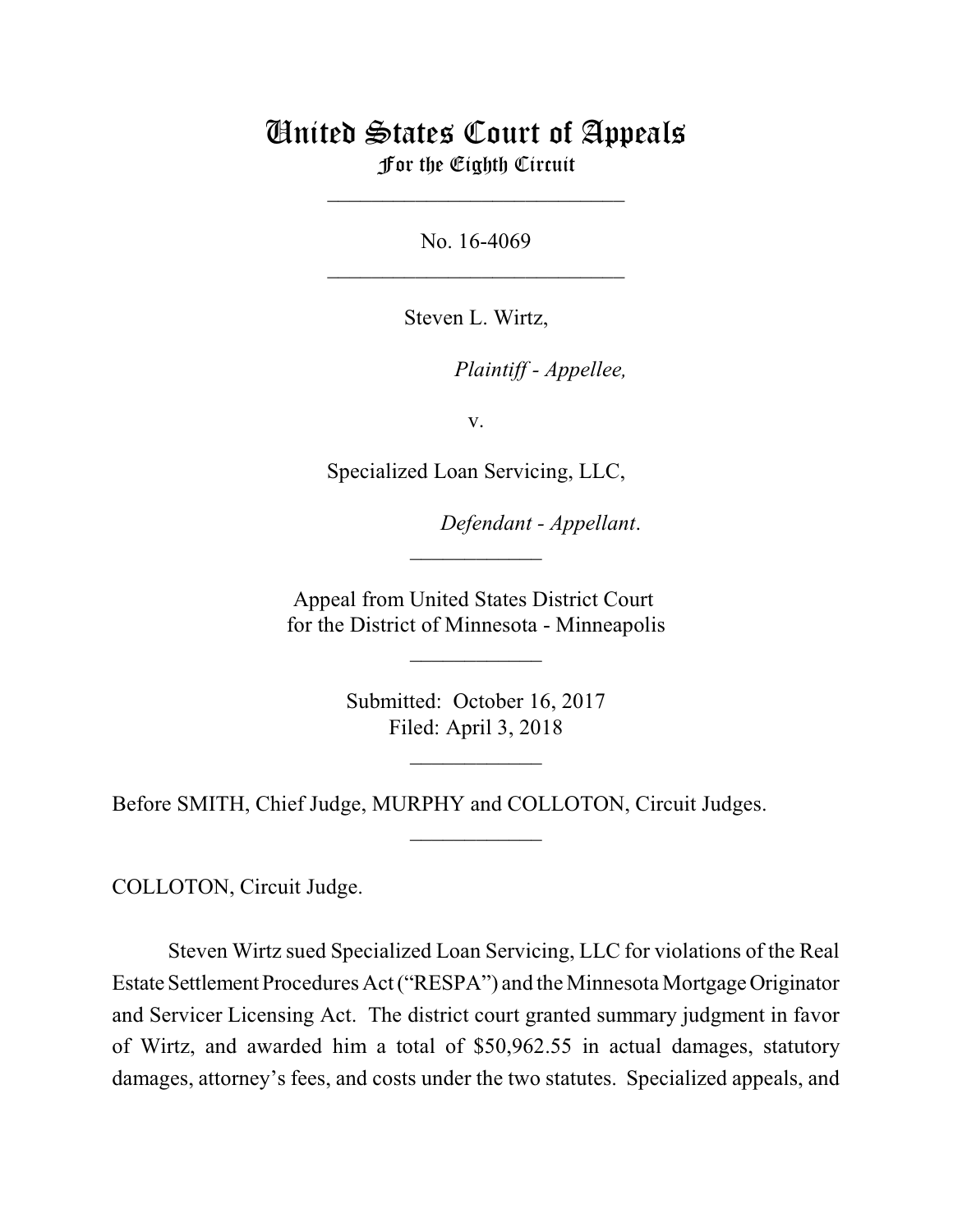# United States Court of Appeals
## For the Eighth Circuit

---

No. 16-4069

---

Steven L. Wirtz,

*Plaintiff - Appellee,*

v.

Specialized Loan Servicing, LLC,

*Defendant - Appellant.*

---

Appeal from United States District Court
for the District of Minnesota - Minneapolis

---

Submitted: October 16, 2017
Filed: April 3, 2018

---

Before SMITH, Chief Judge, MURPHY and COLLOTON, Circuit Judges.

---

COLLOTON, Circuit Judge.

Steven Wirtz sued Specialized Loan Servicing, LLC for violations of the Real Estate Settlement Procedures Act ("RESPA") and the Minnesota Mortgage Originator and Servicer Licensing Act. The district court granted summary judgment in favor of Wirtz, and awarded him a total of $50,962.55 in actual damages, statutory damages, attorney's fees, and costs under the two statutes. Specialized appeals, and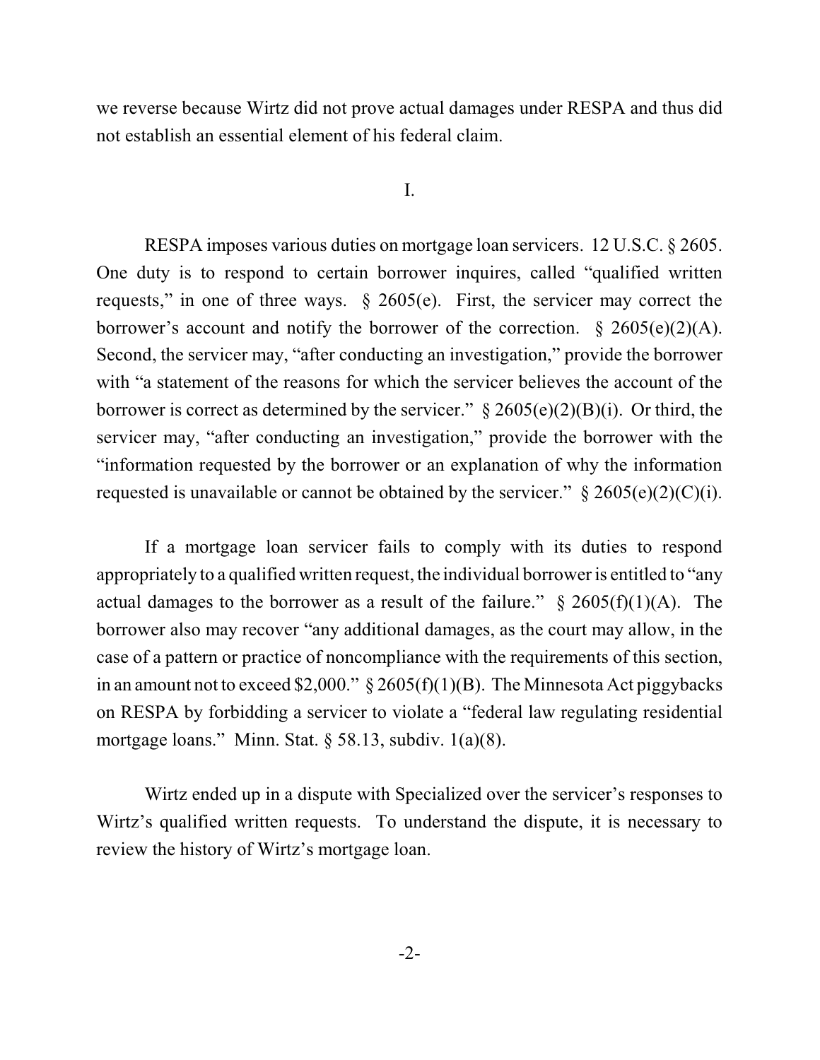we reverse because Wirtz did not prove actual damages under RESPA and thus did not establish an essential element of his federal claim.

I.

RESPA imposes various duties on mortgage loan servicers. 12 U.S.C. § 2605. One duty is to respond to certain borrower inquires, called "qualified written requests," in one of three ways. § 2605(e). First, the servicer may correct the borrower's account and notify the borrower of the correction. § 2605(e)(2)(A). Second, the servicer may, "after conducting an investigation," provide the borrower with "a statement of the reasons for which the servicer believes the account of the borrower is correct as determined by the servicer." § 2605(e)(2)(B)(i). Or third, the servicer may, "after conducting an investigation," provide the borrower with the "information requested by the borrower or an explanation of why the information requested is unavailable or cannot be obtained by the servicer." § 2605(e)(2)(C)(i).

If a mortgage loan servicer fails to comply with its duties to respond appropriately to a qualified written request, the individual borrower is entitled to "any actual damages to the borrower as a result of the failure." § 2605(f)(1)(A). The borrower also may recover "any additional damages, as the court may allow, in the case of a pattern or practice of noncompliance with the requirements of this section, in an amount not to exceed $2,000." § 2605(f)(1)(B). The Minnesota Act piggybacks on RESPA by forbidding a servicer to violate a "federal law regulating residential mortgage loans." Minn. Stat. § 58.13, subdiv. 1(a)(8).

Wirtz ended up in a dispute with Specialized over the servicer's responses to Wirtz's qualified written requests. To understand the dispute, it is necessary to review the history of Wirtz's mortgage loan.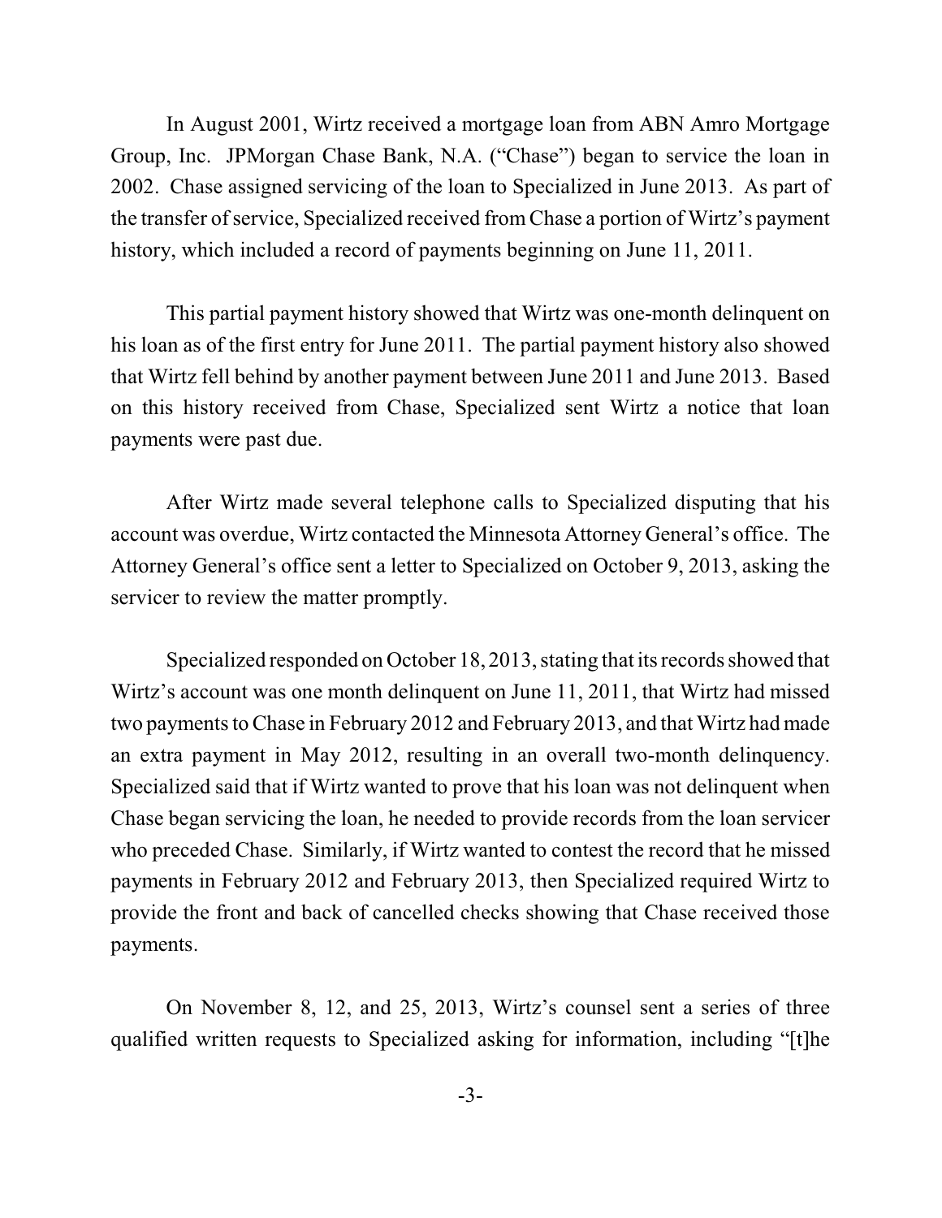In August 2001, Wirtz received a mortgage loan from ABN Amro Mortgage Group, Inc. JPMorgan Chase Bank, N.A. ("Chase") began to service the loan in 2002. Chase assigned servicing of the loan to Specialized in June 2013. As part of the transfer of service, Specialized received from Chase a portion of Wirtz's payment history, which included a record of payments beginning on June 11, 2011.

This partial payment history showed that Wirtz was one-month delinquent on his loan as of the first entry for June 2011. The partial payment history also showed that Wirtz fell behind by another payment between June 2011 and June 2013. Based on this history received from Chase, Specialized sent Wirtz a notice that loan payments were past due.

After Wirtz made several telephone calls to Specialized disputing that his account was overdue, Wirtz contacted the Minnesota Attorney General's office. The Attorney General's office sent a letter to Specialized on October 9, 2013, asking the servicer to review the matter promptly.

Specialized responded on October 18, 2013, stating that its records showed that Wirtz's account was one month delinquent on June 11, 2011, that Wirtz had missed two payments to Chase in February 2012 and February 2013, and that Wirtz had made an extra payment in May 2012, resulting in an overall two-month delinquency. Specialized said that if Wirtz wanted to prove that his loan was not delinquent when Chase began servicing the loan, he needed to provide records from the loan servicer who preceded Chase. Similarly, if Wirtz wanted to contest the record that he missed payments in February 2012 and February 2013, then Specialized required Wirtz to provide the front and back of cancelled checks showing that Chase received those payments.

On November 8, 12, and 25, 2013, Wirtz's counsel sent a series of three qualified written requests to Specialized asking for information, including "[t]he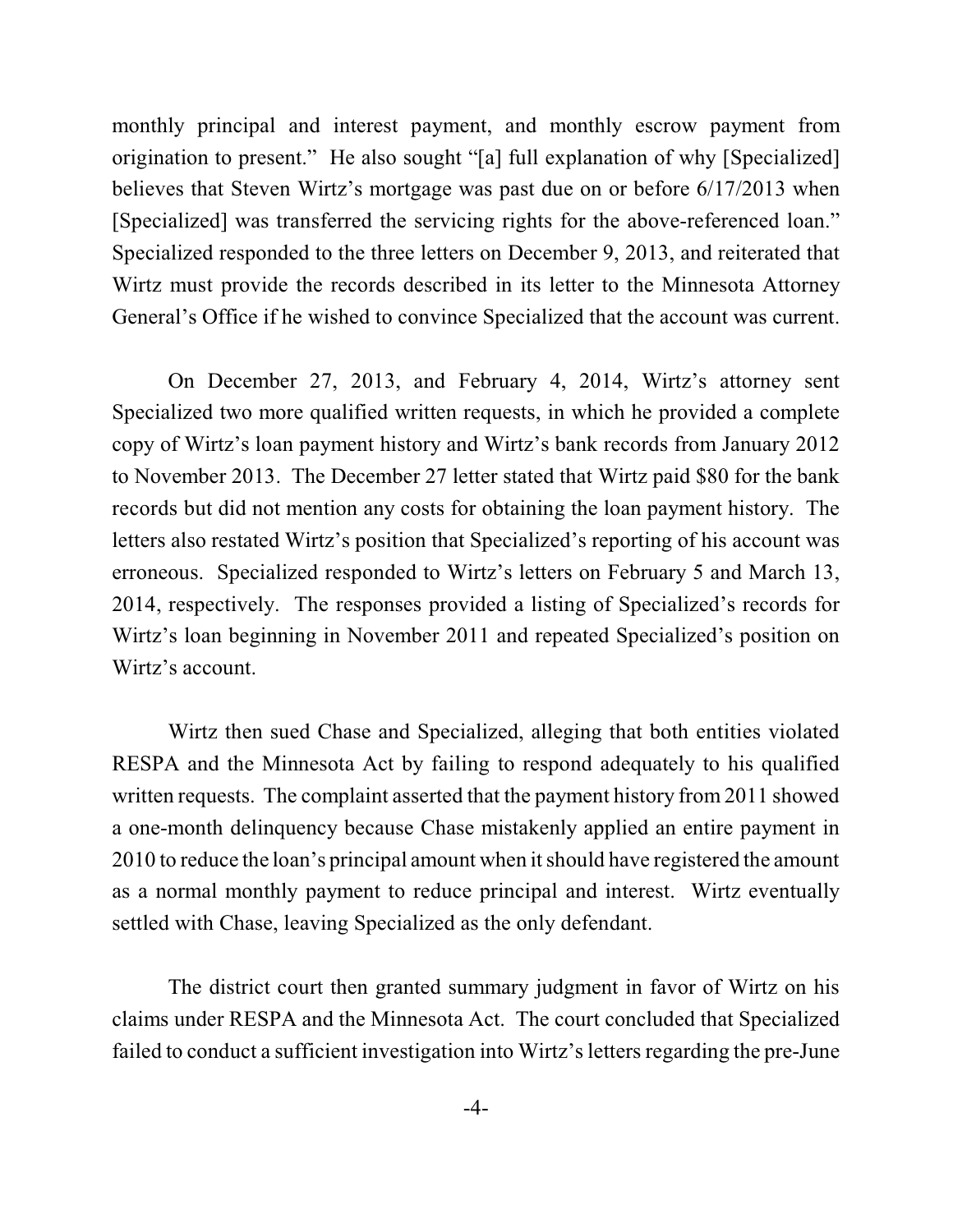monthly principal and interest payment, and monthly escrow payment from origination to present." He also sought "[a] full explanation of why [Specialized] believes that Steven Wirtz's mortgage was past due on or before 6/17/2013 when [Specialized] was transferred the servicing rights for the above-referenced loan." Specialized responded to the three letters on December 9, 2013, and reiterated that Wirtz must provide the records described in its letter to the Minnesota Attorney General's Office if he wished to convince Specialized that the account was current.

On December 27, 2013, and February 4, 2014, Wirtz's attorney sent Specialized two more qualified written requests, in which he provided a complete copy of Wirtz's loan payment history and Wirtz's bank records from January 2012 to November 2013. The December 27 letter stated that Wirtz paid $80 for the bank records but did not mention any costs for obtaining the loan payment history. The letters also restated Wirtz's position that Specialized's reporting of his account was erroneous. Specialized responded to Wirtz's letters on February 5 and March 13, 2014, respectively. The responses provided a listing of Specialized's records for Wirtz's loan beginning in November 2011 and repeated Specialized's position on Wirtz's account.

Wirtz then sued Chase and Specialized, alleging that both entities violated RESPA and the Minnesota Act by failing to respond adequately to his qualified written requests. The complaint asserted that the payment history from 2011 showed a one-month delinquency because Chase mistakenly applied an entire payment in 2010 to reduce the loan's principal amount when it should have registered the amount as a normal monthly payment to reduce principal and interest. Wirtz eventually settled with Chase, leaving Specialized as the only defendant.

The district court then granted summary judgment in favor of Wirtz on his claims under RESPA and the Minnesota Act. The court concluded that Specialized failed to conduct a sufficient investigation into Wirtz's letters regarding the pre-June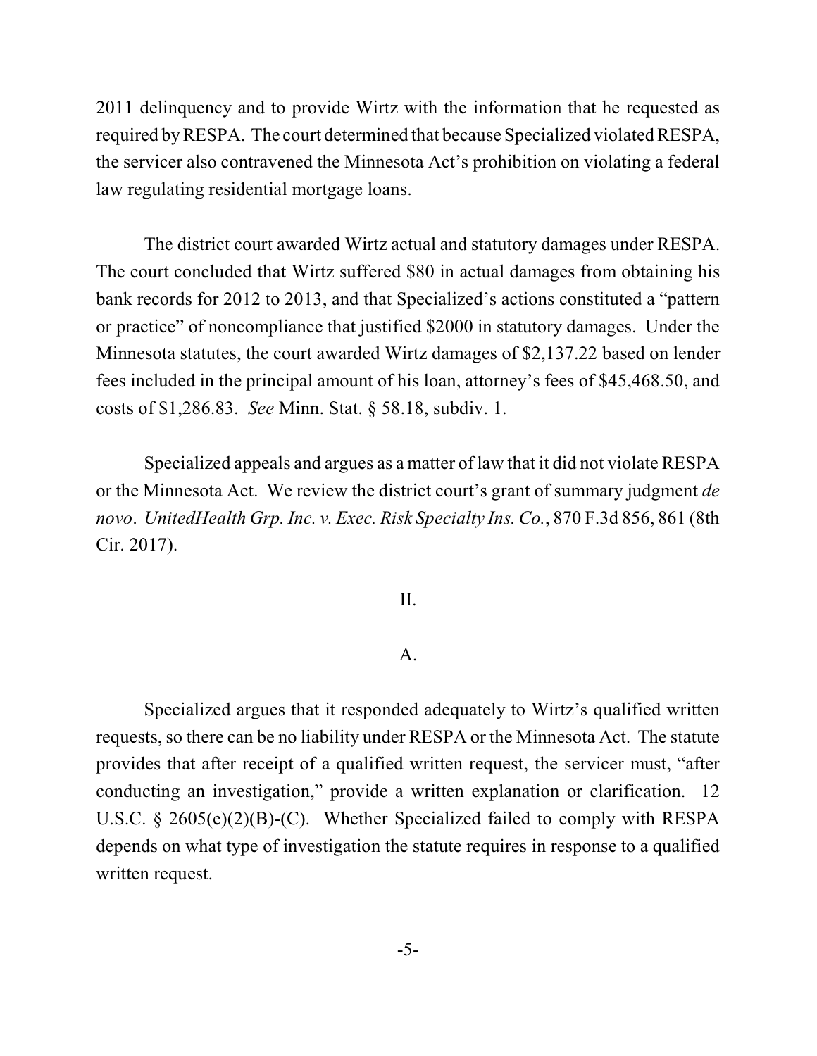2011 delinquency and to provide Wirtz with the information that he requested as required by RESPA. The court determined that because Specialized violated RESPA, the servicer also contravened the Minnesota Act's prohibition on violating a federal law regulating residential mortgage loans.

The district court awarded Wirtz actual and statutory damages under RESPA. The court concluded that Wirtz suffered $80 in actual damages from obtaining his bank records for 2012 to 2013, and that Specialized's actions constituted a "pattern or practice" of noncompliance that justified $2000 in statutory damages. Under the Minnesota statutes, the court awarded Wirtz damages of $2,137.22 based on lender fees included in the principal amount of his loan, attorney's fees of $45,468.50, and costs of $1,286.83. *See* Minn. Stat. § 58.18, subdiv. 1.

Specialized appeals and argues as a matter of law that it did not violate RESPA or the Minnesota Act. We review the district court's grant of summary judgment *de novo*. *UnitedHealth Grp. Inc. v. Exec. Risk Specialty Ins. Co.*, 870 F.3d 856, 861 (8th Cir. 2017).

## II.

### A.

Specialized argues that it responded adequately to Wirtz's qualified written requests, so there can be no liability under RESPA or the Minnesota Act. The statute provides that after receipt of a qualified written request, the servicer must, "after conducting an investigation," provide a written explanation or clarification. 12 U.S.C. § 2605(e)(2)(B)-(C). Whether Specialized failed to comply with RESPA depends on what type of investigation the statute requires in response to a qualified written request.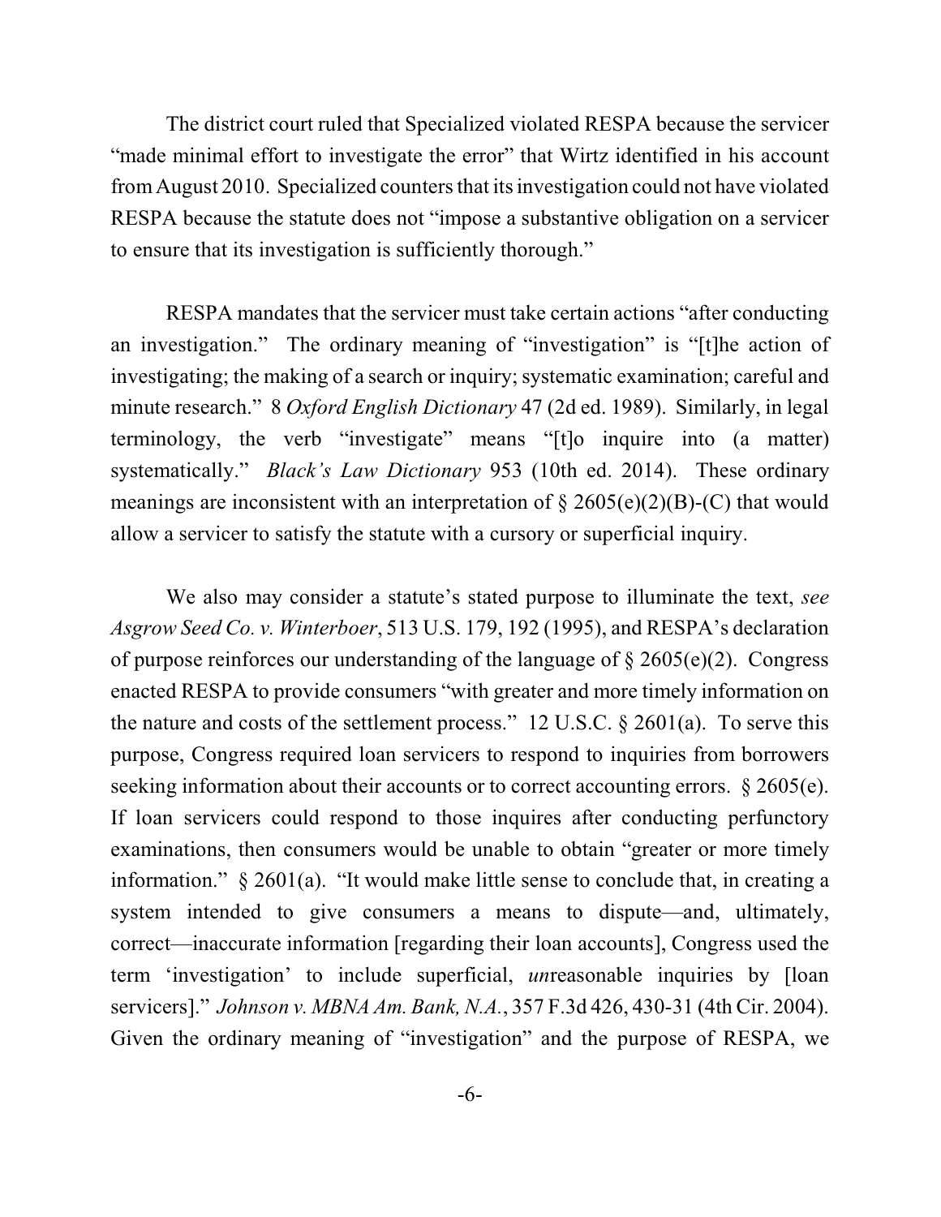The district court ruled that Specialized violated RESPA because the servicer "made minimal effort to investigate the error" that Wirtz identified in his account from August 2010. Specialized counters that its investigation could not have violated RESPA because the statute does not "impose a substantive obligation on a servicer to ensure that its investigation is sufficiently thorough."

RESPA mandates that the servicer must take certain actions "after conducting an investigation." The ordinary meaning of "investigation" is "[t]he action of investigating; the making of a search or inquiry; systematic examination; careful and minute research." 8 *Oxford English Dictionary* 47 (2d ed. 1989). Similarly, in legal terminology, the verb "investigate" means "[t]o inquire into (a matter) systematically." *Black's Law Dictionary* 953 (10th ed. 2014). These ordinary meanings are inconsistent with an interpretation of § 2605(e)(2)(B)-(C) that would allow a servicer to satisfy the statute with a cursory or superficial inquiry.

We also may consider a statute's stated purpose to illuminate the text, *see Asgrow Seed Co. v. Winterboer*, 513 U.S. 179, 192 (1995), and RESPA's declaration of purpose reinforces our understanding of the language of § 2605(e)(2). Congress enacted RESPA to provide consumers "with greater and more timely information on the nature and costs of the settlement process." 12 U.S.C. § 2601(a). To serve this purpose, Congress required loan servicers to respond to inquiries from borrowers seeking information about their accounts or to correct accounting errors. § 2605(e). If loan servicers could respond to those inquires after conducting perfunctory examinations, then consumers would be unable to obtain "greater or more timely information." § 2601(a). "It would make little sense to conclude that, in creating a system intended to give consumers a means to dispute—and, ultimately, correct—inaccurate information [regarding their loan accounts], Congress used the term 'investigation' to include superficial, *un*reasonable inquiries by [loan servicers]." *Johnson v. MBNA Am. Bank, N.A.*, 357 F.3d 426, 430-31 (4th Cir. 2004). Given the ordinary meaning of "investigation" and the purpose of RESPA, we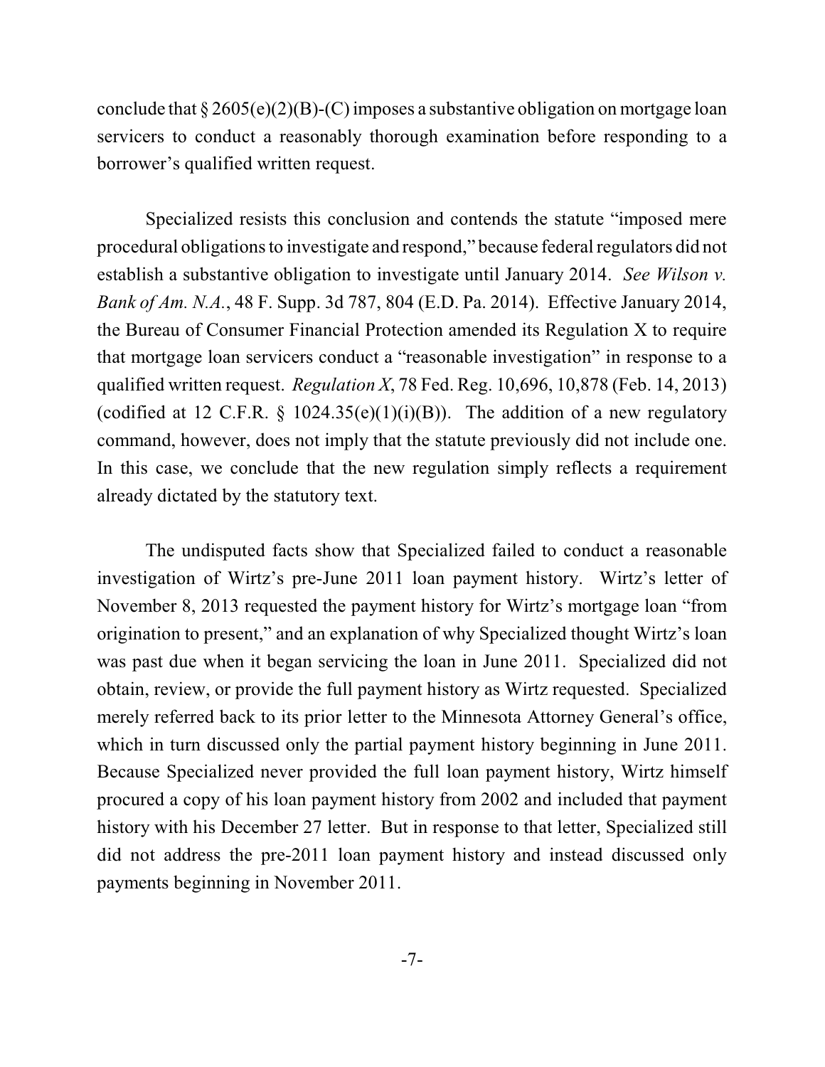conclude that § 2605(e)(2)(B)-(C) imposes a substantive obligation on mortgage loan servicers to conduct a reasonably thorough examination before responding to a borrower's qualified written request.

Specialized resists this conclusion and contends the statute "imposed mere procedural obligations to investigate and respond," because federal regulators did not establish a substantive obligation to investigate until January 2014. *See Wilson v. Bank of Am. N.A.*, 48 F. Supp. 3d 787, 804 (E.D. Pa. 2014). Effective January 2014, the Bureau of Consumer Financial Protection amended its Regulation X to require that mortgage loan servicers conduct a "reasonable investigation" in response to a qualified written request. *Regulation X*, 78 Fed. Reg. 10,696, 10,878 (Feb. 14, 2013) (codified at 12 C.F.R. § 1024.35(e)(1)(i)(B)). The addition of a new regulatory command, however, does not imply that the statute previously did not include one. In this case, we conclude that the new regulation simply reflects a requirement already dictated by the statutory text.

The undisputed facts show that Specialized failed to conduct a reasonable investigation of Wirtz's pre-June 2011 loan payment history. Wirtz's letter of November 8, 2013 requested the payment history for Wirtz's mortgage loan "from origination to present," and an explanation of why Specialized thought Wirtz's loan was past due when it began servicing the loan in June 2011. Specialized did not obtain, review, or provide the full payment history as Wirtz requested. Specialized merely referred back to its prior letter to the Minnesota Attorney General's office, which in turn discussed only the partial payment history beginning in June 2011. Because Specialized never provided the full loan payment history, Wirtz himself procured a copy of his loan payment history from 2002 and included that payment history with his December 27 letter. But in response to that letter, Specialized still did not address the pre-2011 loan payment history and instead discussed only payments beginning in November 2011.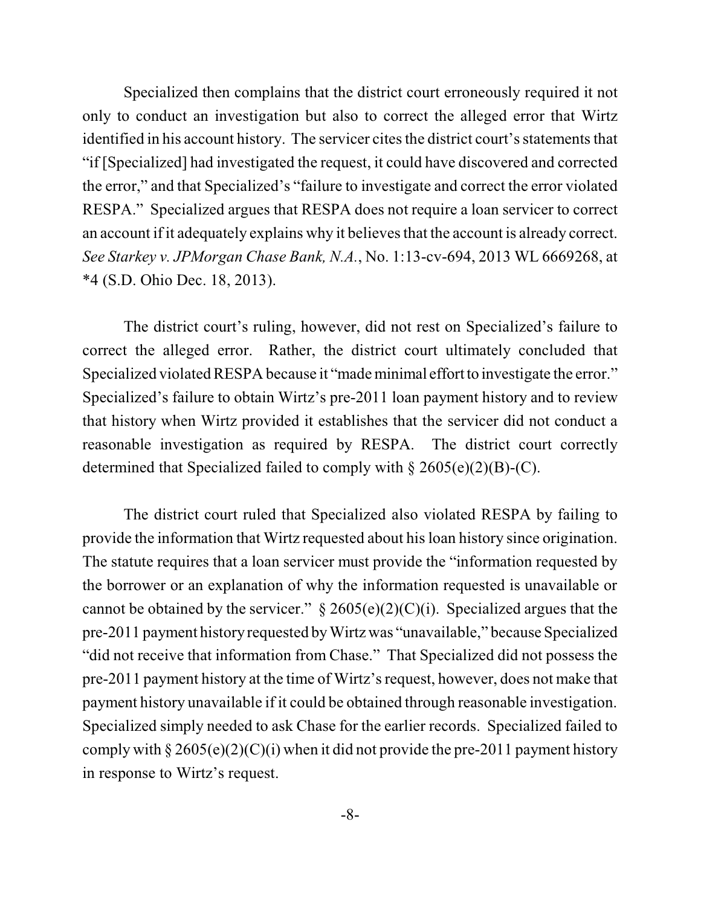Specialized then complains that the district court erroneously required it not only to conduct an investigation but also to correct the alleged error that Wirtz identified in his account history. The servicer cites the district court's statements that "if [Specialized] had investigated the request, it could have discovered and corrected the error," and that Specialized's "failure to investigate and correct the error violated RESPA." Specialized argues that RESPA does not require a loan servicer to correct an account if it adequately explains why it believes that the account is already correct. *See Starkey v. JPMorgan Chase Bank, N.A.*, No. 1:13-cv-694, 2013 WL 6669268, at *4 (S.D. Ohio Dec. 18, 2013).

The district court's ruling, however, did not rest on Specialized's failure to correct the alleged error. Rather, the district court ultimately concluded that Specialized violated RESPA because it "made minimal effort to investigate the error." Specialized's failure to obtain Wirtz's pre-2011 loan payment history and to review that history when Wirtz provided it establishes that the servicer did not conduct a reasonable investigation as required by RESPA. The district court correctly determined that Specialized failed to comply with § 2605(e)(2)(B)-(C).

The district court ruled that Specialized also violated RESPA by failing to provide the information that Wirtz requested about his loan history since origination. The statute requires that a loan servicer must provide the "information requested by the borrower or an explanation of why the information requested is unavailable or cannot be obtained by the servicer." § 2605(e)(2)(C)(i). Specialized argues that the pre-2011 payment history requested by Wirtz was "unavailable," because Specialized "did not receive that information from Chase." That Specialized did not possess the pre-2011 payment history at the time of Wirtz's request, however, does not make that payment history unavailable if it could be obtained through reasonable investigation. Specialized simply needed to ask Chase for the earlier records. Specialized failed to comply with § 2605(e)(2)(C)(i) when it did not provide the pre-2011 payment history in response to Wirtz's request.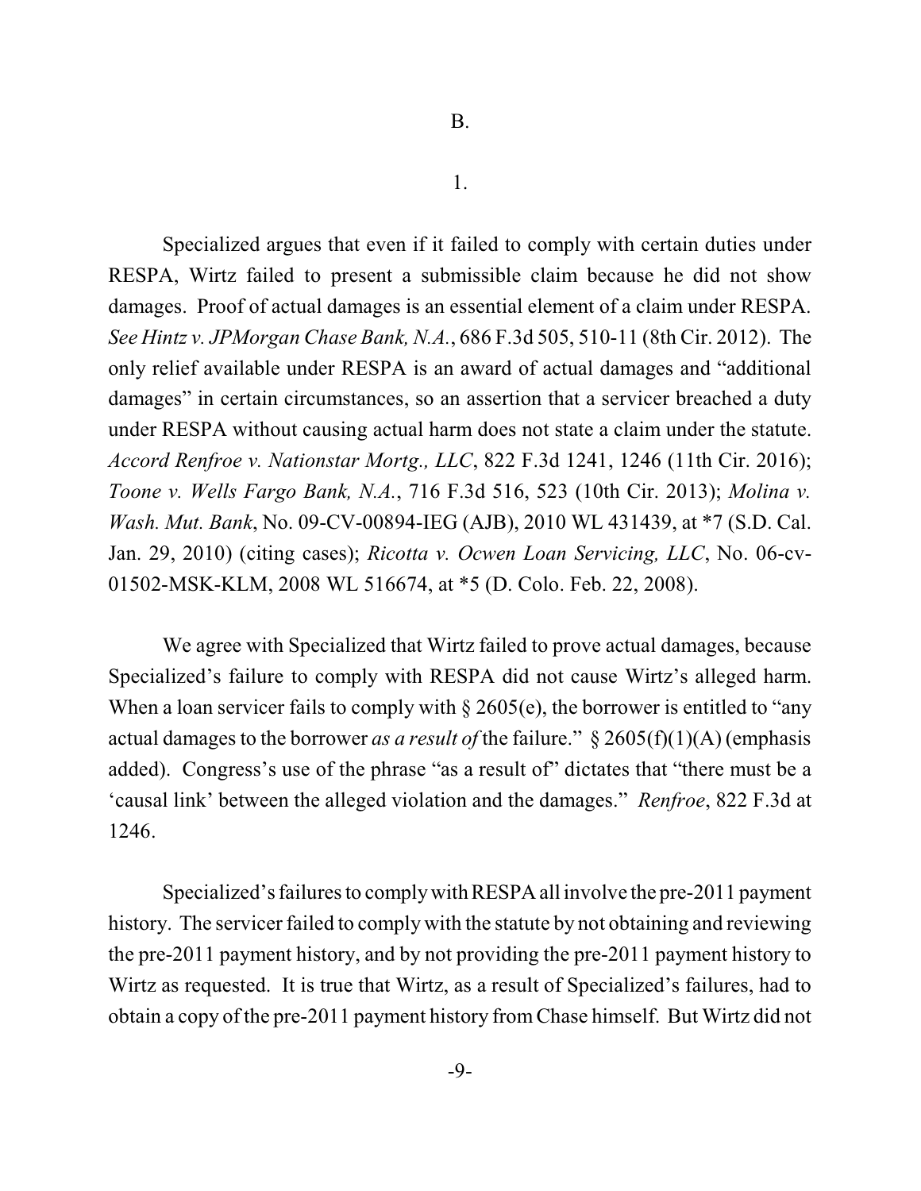B.

1.

Specialized argues that even if it failed to comply with certain duties under RESPA, Wirtz failed to present a submissible claim because he did not show damages. Proof of actual damages is an essential element of a claim under RESPA. *See Hintz v. JPMorgan Chase Bank, N.A.*, 686 F.3d 505, 510-11 (8th Cir. 2012). The only relief available under RESPA is an award of actual damages and "additional damages" in certain circumstances, so an assertion that a servicer breached a duty under RESPA without causing actual harm does not state a claim under the statute. *Accord Renfroe v. Nationstar Mortg., LLC*, 822 F.3d 1241, 1246 (11th Cir. 2016); *Toone v. Wells Fargo Bank, N.A.*, 716 F.3d 516, 523 (10th Cir. 2013); *Molina v. Wash. Mut. Bank*, No. 09-CV-00894-IEG (AJB), 2010 WL 431439, at *7 (S.D. Cal. Jan. 29, 2010) (citing cases); *Ricotta v. Ocwen Loan Servicing, LLC*, No. 06-cv-01502-MSK-KLM, 2008 WL 516674, at *5 (D. Colo. Feb. 22, 2008).

We agree with Specialized that Wirtz failed to prove actual damages, because Specialized's failure to comply with RESPA did not cause Wirtz's alleged harm. When a loan servicer fails to comply with § 2605(e), the borrower is entitled to "any actual damages to the borrower *as a result of* the failure." § 2605(f)(1)(A) (emphasis added). Congress's use of the phrase "as a result of" dictates that "there must be a 'causal link' between the alleged violation and the damages." *Renfroe*, 822 F.3d at 1246.

Specialized's failures to comply with RESPA all involve the pre-2011 payment history. The servicer failed to comply with the statute by not obtaining and reviewing the pre-2011 payment history, and by not providing the pre-2011 payment history to Wirtz as requested. It is true that Wirtz, as a result of Specialized's failures, had to obtain a copy of the pre-2011 payment history from Chase himself. But Wirtz did not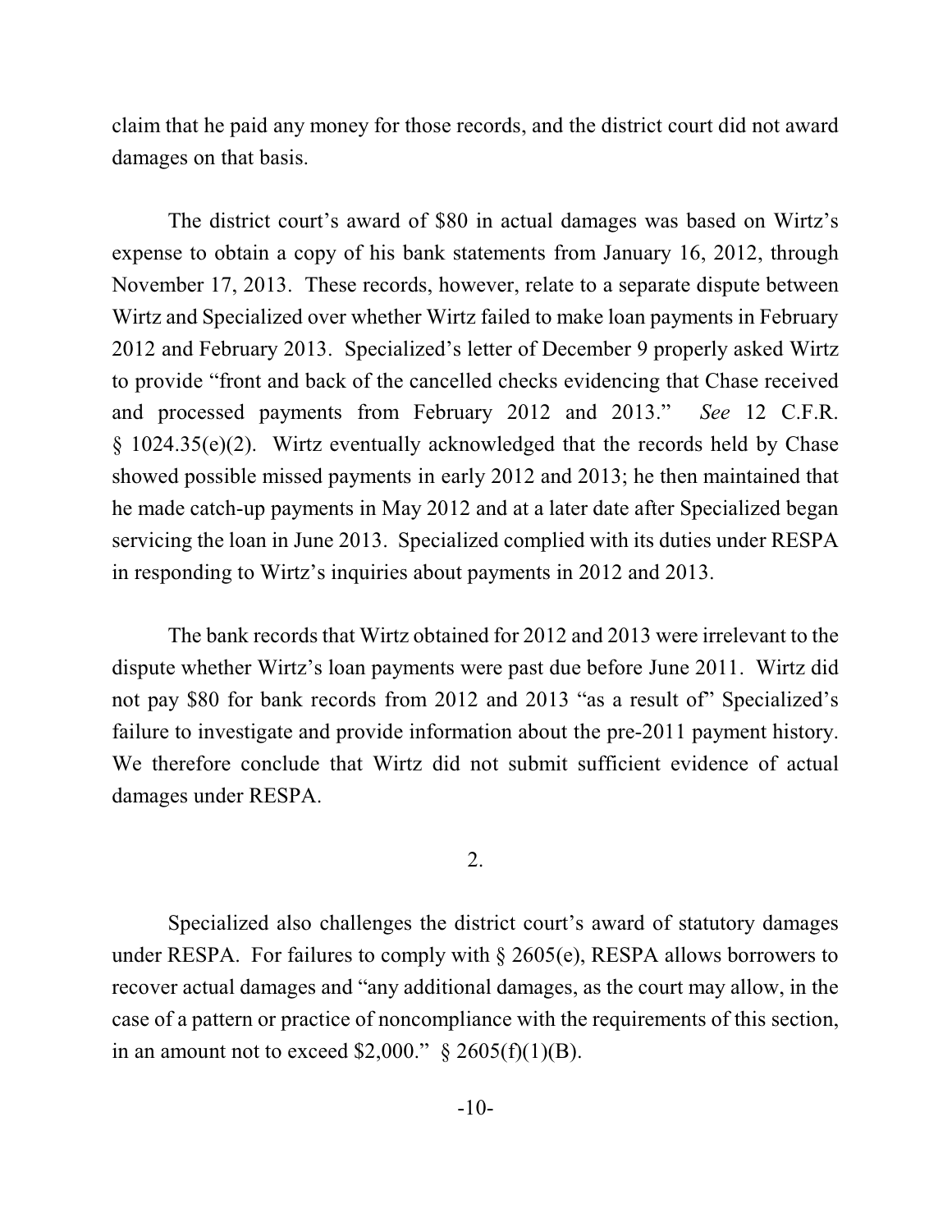claim that he paid any money for those records, and the district court did not award damages on that basis.

The district court's award of $80 in actual damages was based on Wirtz's expense to obtain a copy of his bank statements from January 16, 2012, through November 17, 2013. These records, however, relate to a separate dispute between Wirtz and Specialized over whether Wirtz failed to make loan payments in February 2012 and February 2013. Specialized's letter of December 9 properly asked Wirtz to provide "front and back of the cancelled checks evidencing that Chase received and processed payments from February 2012 and 2013." *See* 12 C.F.R. § 1024.35(e)(2). Wirtz eventually acknowledged that the records held by Chase showed possible missed payments in early 2012 and 2013; he then maintained that he made catch-up payments in May 2012 and at a later date after Specialized began servicing the loan in June 2013. Specialized complied with its duties under RESPA in responding to Wirtz's inquiries about payments in 2012 and 2013.

The bank records that Wirtz obtained for 2012 and 2013 were irrelevant to the dispute whether Wirtz's loan payments were past due before June 2011. Wirtz did not pay $80 for bank records from 2012 and 2013 "as a result of" Specialized's failure to investigate and provide information about the pre-2011 payment history. We therefore conclude that Wirtz did not submit sufficient evidence of actual damages under RESPA.

2.

Specialized also challenges the district court's award of statutory damages under RESPA. For failures to comply with § 2605(e), RESPA allows borrowers to recover actual damages and "any additional damages, as the court may allow, in the case of a pattern or practice of noncompliance with the requirements of this section, in an amount not to exceed $2,000." § 2605(f)(1)(B).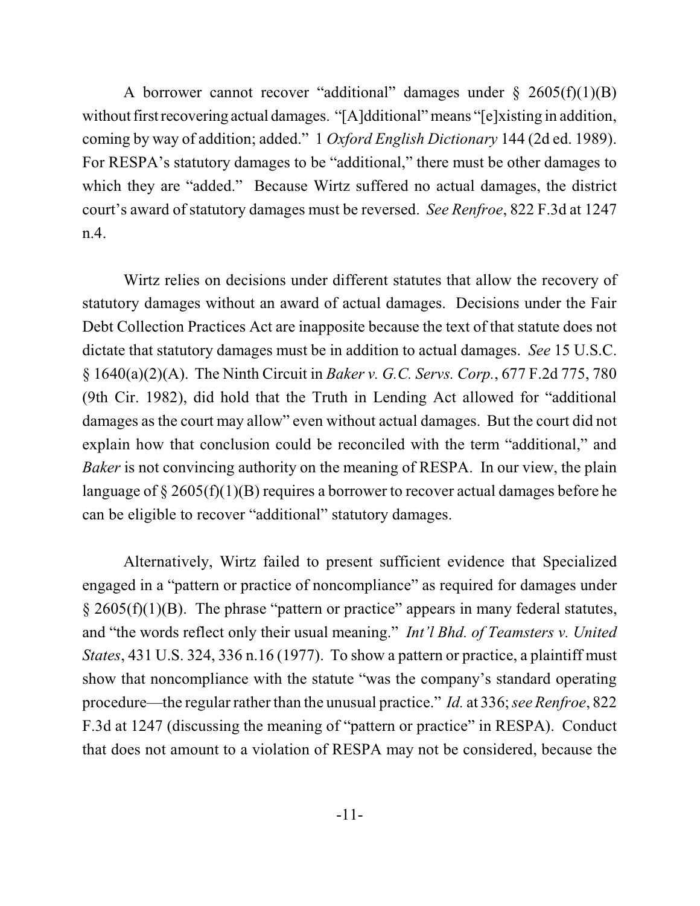A borrower cannot recover "additional" damages under § 2605(f)(1)(B) without first recovering actual damages. "[A]dditional" means "[e]xisting in addition, coming by way of addition; added." 1 *Oxford English Dictionary* 144 (2d ed. 1989). For RESPA's statutory damages to be "additional," there must be other damages to which they are "added." Because Wirtz suffered no actual damages, the district court's award of statutory damages must be reversed. *See Renfroe*, 822 F.3d at 1247 n.4.

Wirtz relies on decisions under different statutes that allow the recovery of statutory damages without an award of actual damages. Decisions under the Fair Debt Collection Practices Act are inapposite because the text of that statute does not dictate that statutory damages must be in addition to actual damages. *See* 15 U.S.C. § 1640(a)(2)(A). The Ninth Circuit in *Baker v. G.C. Servs. Corp.*, 677 F.2d 775, 780 (9th Cir. 1982), did hold that the Truth in Lending Act allowed for "additional damages as the court may allow" even without actual damages. But the court did not explain how that conclusion could be reconciled with the term "additional," and *Baker* is not convincing authority on the meaning of RESPA. In our view, the plain language of § 2605(f)(1)(B) requires a borrower to recover actual damages before he can be eligible to recover "additional" statutory damages.

Alternatively, Wirtz failed to present sufficient evidence that Specialized engaged in a "pattern or practice of noncompliance" as required for damages under § 2605(f)(1)(B). The phrase "pattern or practice" appears in many federal statutes, and "the words reflect only their usual meaning." *Int'l Bhd. of Teamsters v. United States*, 431 U.S. 324, 336 n.16 (1977). To show a pattern or practice, a plaintiff must show that noncompliance with the statute "was the company's standard operating procedure—the regular rather than the unusual practice." *Id.* at 336; *see Renfroe*, 822 F.3d at 1247 (discussing the meaning of "pattern or practice" in RESPA). Conduct that does not amount to a violation of RESPA may not be considered, because the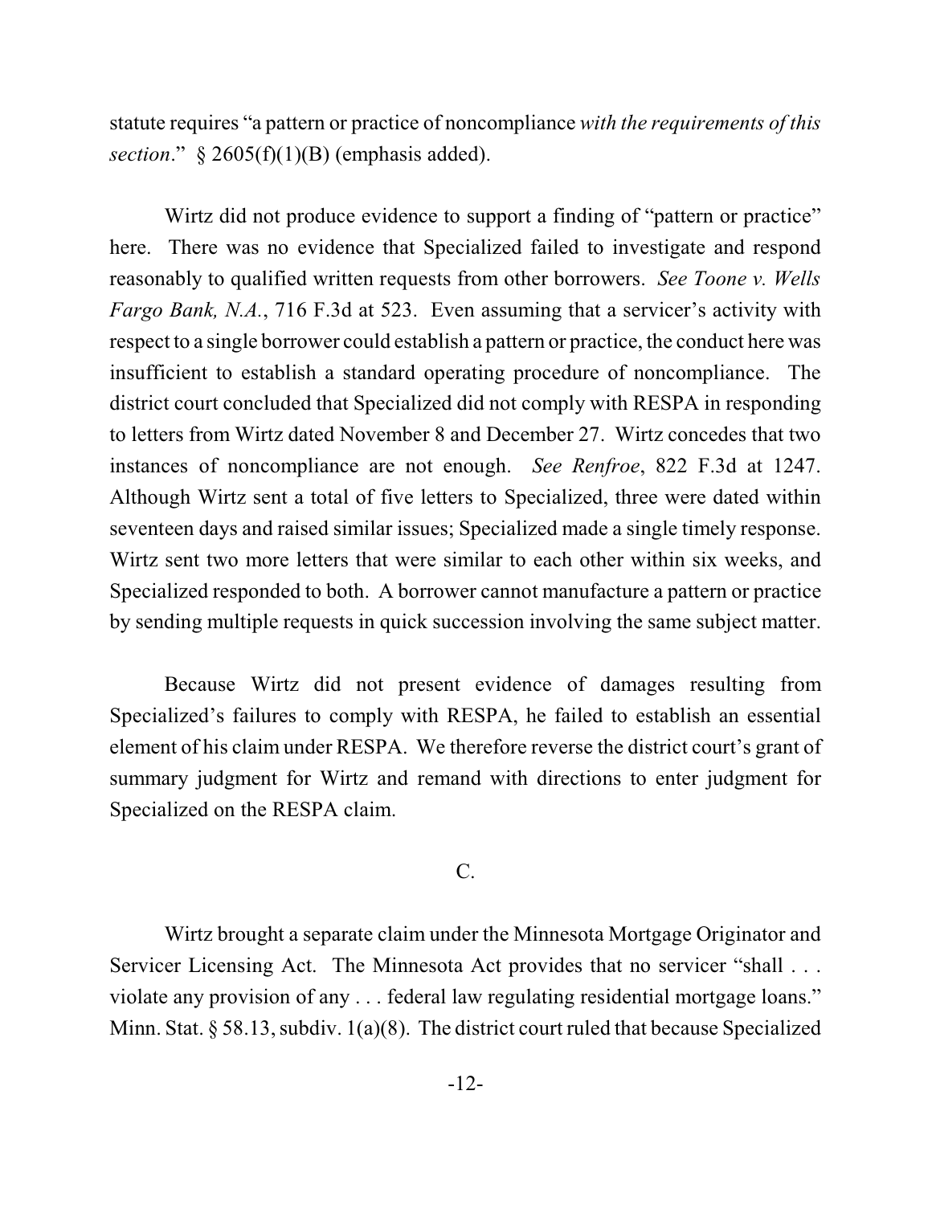statute requires "a pattern or practice of noncompliance *with the requirements of this section*." § 2605(f)(1)(B) (emphasis added).

Wirtz did not produce evidence to support a finding of "pattern or practice" here. There was no evidence that Specialized failed to investigate and respond reasonably to qualified written requests from other borrowers. *See Toone v. Wells Fargo Bank, N.A.*, 716 F.3d at 523. Even assuming that a servicer's activity with respect to a single borrower could establish a pattern or practice, the conduct here was insufficient to establish a standard operating procedure of noncompliance. The district court concluded that Specialized did not comply with RESPA in responding to letters from Wirtz dated November 8 and December 27. Wirtz concedes that two instances of noncompliance are not enough. *See Renfroe*, 822 F.3d at 1247. Although Wirtz sent a total of five letters to Specialized, three were dated within seventeen days and raised similar issues; Specialized made a single timely response. Wirtz sent two more letters that were similar to each other within six weeks, and Specialized responded to both. A borrower cannot manufacture a pattern or practice by sending multiple requests in quick succession involving the same subject matter.

Because Wirtz did not present evidence of damages resulting from Specialized's failures to comply with RESPA, he failed to establish an essential element of his claim under RESPA. We therefore reverse the district court's grant of summary judgment for Wirtz and remand with directions to enter judgment for Specialized on the RESPA claim.

## C.

Wirtz brought a separate claim under the Minnesota Mortgage Originator and Servicer Licensing Act. The Minnesota Act provides that no servicer "shall . . . violate any provision of any . . . federal law regulating residential mortgage loans." Minn. Stat. § 58.13, subdiv. 1(a)(8). The district court ruled that because Specialized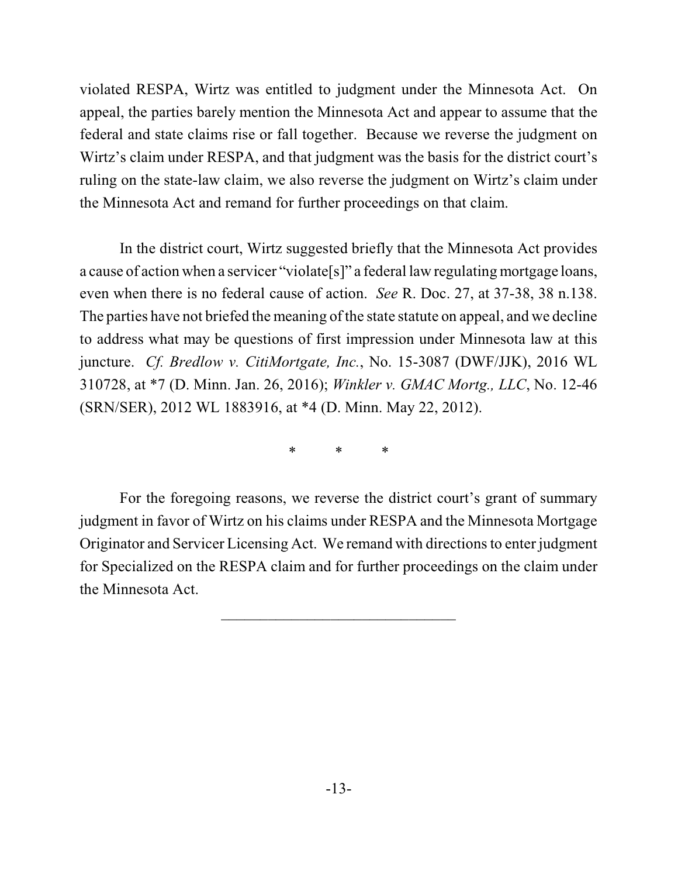violated RESPA, Wirtz was entitled to judgment under the Minnesota Act. On appeal, the parties barely mention the Minnesota Act and appear to assume that the federal and state claims rise or fall together. Because we reverse the judgment on Wirtz's claim under RESPA, and that judgment was the basis for the district court's ruling on the state-law claim, we also reverse the judgment on Wirtz's claim under the Minnesota Act and remand for further proceedings on that claim.

In the district court, Wirtz suggested briefly that the Minnesota Act provides a cause of action when a servicer "violate[s]" a federal law regulating mortgage loans, even when there is no federal cause of action. *See* R. Doc. 27, at 37-38, 38 n.138. The parties have not briefed the meaning of the state statute on appeal, and we decline to address what may be questions of first impression under Minnesota law at this juncture. *Cf. Bredlow v. CitiMortgate, Inc.*, No. 15-3087 (DWF/JJK), 2016 WL 310728, at *7 (D. Minn. Jan. 26, 2016); *Winkler v. GMAC Mortg., LLC*, No. 12-46 (SRN/SER), 2012 WL 1883916, at *4 (D. Minn. May 22, 2012).

\* \* \*

For the foregoing reasons, we reverse the district court's grant of summary judgment in favor of Wirtz on his claims under RESPA and the Minnesota Mortgage Originator and Servicer Licensing Act. We remand with directions to enter judgment for Specialized on the RESPA claim and for further proceedings on the claim under the Minnesota Act.

______________________________